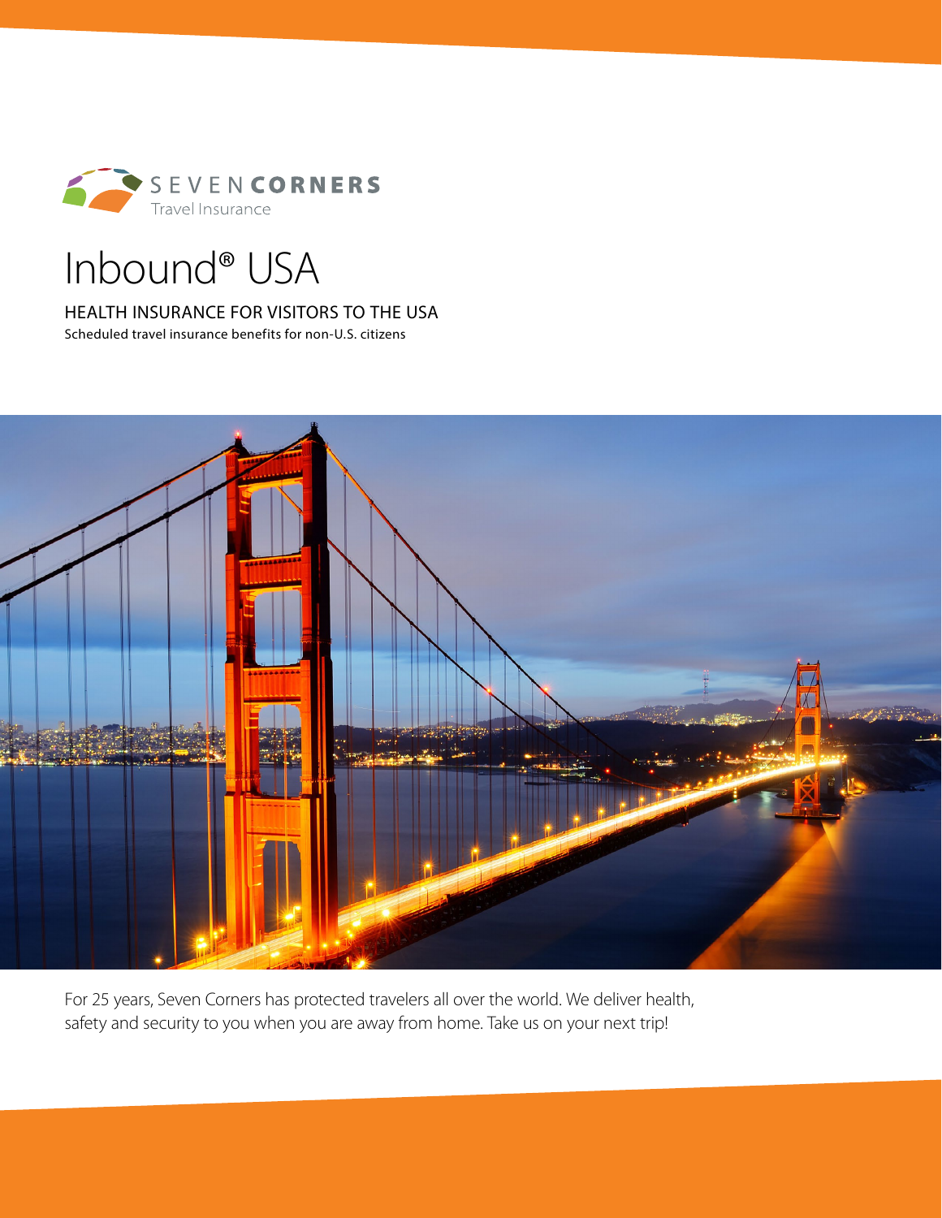SEVEN CORNERS
Travel Insurance

# Inbound® USA

## HEALTH INSURANCE FOR VISITORS TO THE USA

Scheduled travel insurance benefits for non-U.S. citizens

For 25 years, Seven Corners has protected travelers all over the world. We deliver health, safety and security to you when you are away from home. Take us on your next trip!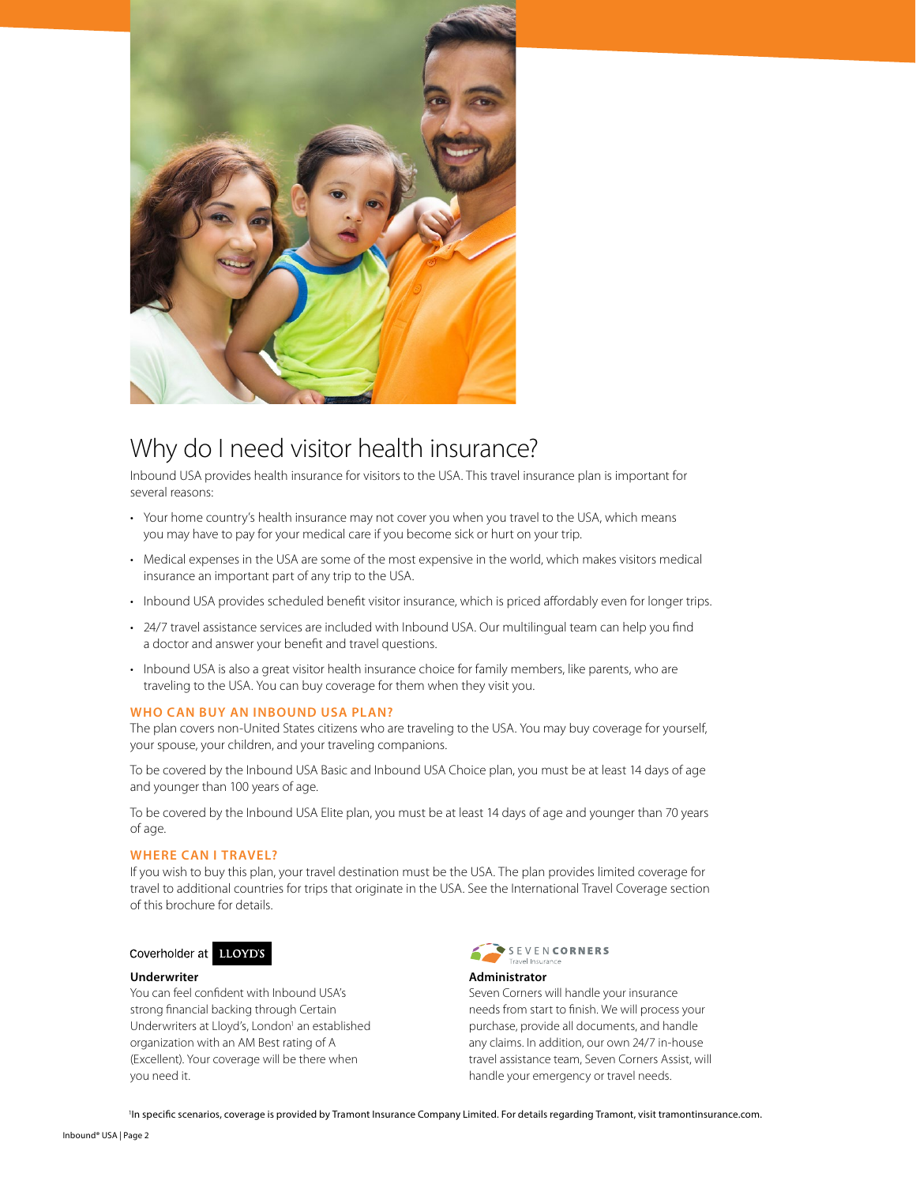# Why do I need visitor health insurance?

Inbound USA provides health insurance for visitors to the USA. This travel insurance plan is important for several reasons:

- Your home country's health insurance may not cover you when you travel to the USA, which means you may have to pay for your medical care if you become sick or hurt on your trip.
- Medical expenses in the USA are some of the most expensive in the world, which makes visitors medical insurance an important part of any trip to the USA.
- Inbound USA provides scheduled benefit visitor insurance, which is priced affordably even for longer trips.
- 24/7 travel assistance services are included with Inbound USA. Our multilingual team can help you find a doctor and answer your benefit and travel questions.
- Inbound USA is also a great visitor health insurance choice for family members, like parents, who are traveling to the USA. You can buy coverage for them when they visit you.

## WHO CAN BUY AN INBOUND USA PLAN?

The plan covers non-United States citizens who are traveling to the USA. You may buy coverage for yourself, your spouse, your children, and your traveling companions.

To be covered by the Inbound USA Basic and Inbound USA Choice plan, you must be at least 14 days of age and younger than 100 years of age.

To be covered by the Inbound USA Elite plan, you must be at least 14 days of age and younger than 70 years of age.

## WHERE CAN I TRAVEL?

If you wish to buy this plan, your travel destination must be the USA. The plan provides limited coverage for travel to additional countries for trips that originate in the USA. See the International Travel Coverage section of this brochure for details.

Coverholder at LLOYD'S

**Underwriter**

You can feel confident with Inbound USA's strong financial backing through Certain Underwriters at Lloyd's, London[1] an established organization with an AM Best rating of A (Excellent). Your coverage will be there when you need it.

SEVEN CORNERS Travel Insurance

**Administrator**

Seven Corners will handle your insurance needs from start to finish. We will process your purchase, provide all documents, and handle any claims. In addition, our own 24/7 in-house travel assistance team, Seven Corners Assist, will handle your emergency or travel needs.

[1]In specific scenarios, coverage is provided by Tramont Insurance Company Limited. For details regarding Tramont, visit tramontinsurance.com.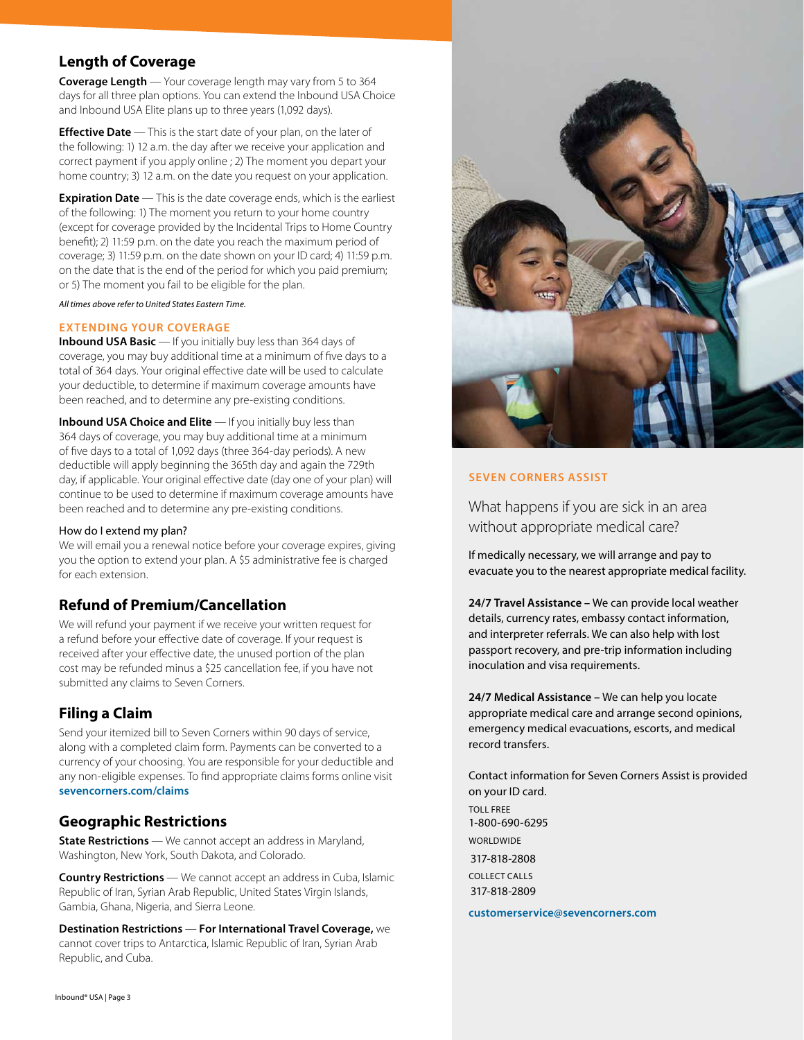## Length of Coverage

**Coverage Length** — Your coverage length may vary from 5 to 364 days for all three plan options. You can extend the Inbound USA Choice and Inbound USA Elite plans up to three years (1,092 days).

**Effective Date** — This is the start date of your plan, on the later of the following: 1) 12 a.m. the day after we receive your application and correct payment if you apply online ; 2) The moment you depart your home country; 3) 12 a.m. on the date you request on your application.

**Expiration Date** — This is the date coverage ends, which is the earliest of the following: 1) The moment you return to your home country (except for coverage provided by the Incidental Trips to Home Country benefit); 2) 11:59 p.m. on the date you reach the maximum period of coverage; 3) 11:59 p.m. on the date shown on your ID card; 4) 11:59 p.m. on the date that is the end of the period for which you paid premium; or 5) The moment you fail to be eligible for the plan.

*All times above refer to United States Eastern Time.*

### EXTENDING YOUR COVERAGE

**Inbound USA Basic** — If you initially buy less than 364 days of coverage, you may buy additional time at a minimum of five days to a total of 364 days. Your original effective date will be used to calculate your deductible, to determine if maximum coverage amounts have been reached, and to determine any pre-existing conditions.

**Inbound USA Choice and Elite** — If you initially buy less than 364 days of coverage, you may buy additional time at a minimum of five days to a total of 1,092 days (three 364-day periods). A new deductible will apply beginning the 365th day and again the 729th day, if applicable. Your original effective date (day one of your plan) will continue to be used to determine if maximum coverage amounts have been reached and to determine any pre-existing conditions.

How do I extend my plan?

We will email you a renewal notice before your coverage expires, giving you the option to extend your plan. A $5 administrative fee is charged for each extension.

## Refund of Premium/Cancellation

We will refund your payment if we receive your written request for a refund before your effective date of coverage. If your request is received after your effective date, the unused portion of the plan cost may be refunded minus a $25 cancellation fee, if you have not submitted any claims to Seven Corners.

## Filing a Claim

Send your itemized bill to Seven Corners within 90 days of service, along with a completed claim form. Payments can be converted to a currency of your choosing. You are responsible for your deductible and any non-eligible expenses. To find appropriate claims forms online visit **sevencorners.com/claims**

## Geographic Restrictions

**State Restrictions** — We cannot accept an address in Maryland, Washington, New York, South Dakota, and Colorado.

**Country Restrictions** — We cannot accept an address in Cuba, Islamic Republic of Iran, Syrian Arab Republic, United States Virgin Islands, Gambia, Ghana, Nigeria, and Sierra Leone.

**Destination Restrictions** — **For International Travel Coverage,** we cannot cover trips to Antarctica, Islamic Republic of Iran, Syrian Arab Republic, and Cuba.

### SEVEN CORNERS ASSIST

What happens if you are sick in an area without appropriate medical care?

If medically necessary, we will arrange and pay to evacuate you to the nearest appropriate medical facility.

**24/7 Travel Assistance** – We can provide local weather details, currency rates, embassy contact information, and interpreter referrals. We can also help with lost passport recovery, and pre-trip information including inoculation and visa requirements.

**24/7 Medical Assistance** – We can help you locate appropriate medical care and arrange second opinions, emergency medical evacuations, escorts, and medical record transfers.

Contact information for Seven Corners Assist is provided on your ID card.

TOLL FREE
1-800-690-6295

WORLDWIDE
317-818-2808

COLLECT CALLS
317-818-2809

**customerservice@sevencorners.com**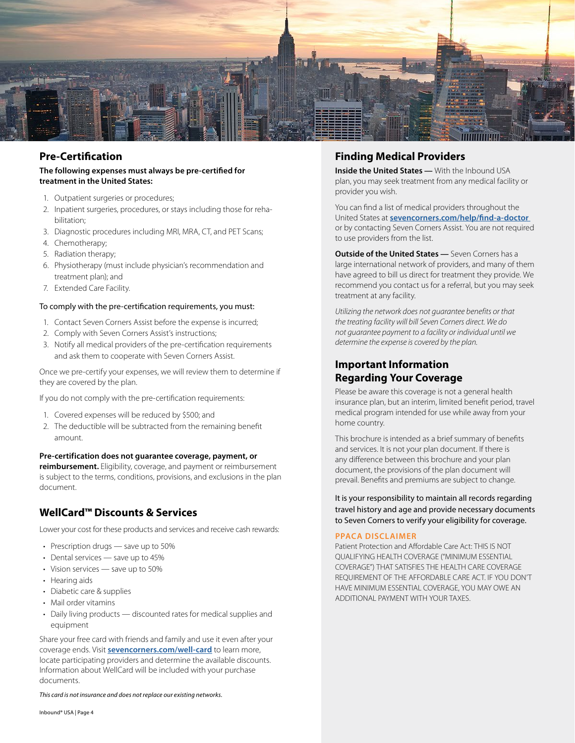## Pre-Certification

**The following expenses must always be pre-certified for treatment in the United States:**

1. Outpatient surgeries or procedures;
2. Inpatient surgeries, procedures, or stays including those for rehabilitation;
3. Diagnostic procedures including MRI, MRA, CT, and PET Scans;
4. Chemotherapy;
5. Radiation therapy;
6. Physiotherapy (must include physician's recommendation and treatment plan); and
7. Extended Care Facility.

To comply with the pre-certification requirements, you must:

1. Contact Seven Corners Assist before the expense is incurred;
2. Comply with Seven Corners Assist's instructions;
3. Notify all medical providers of the pre-certification requirements and ask them to cooperate with Seven Corners Assist.

Once we pre-certify your expenses, we will review them to determine if they are covered by the plan.

If you do not comply with the pre-certification requirements:

1. Covered expenses will be reduced by $500; and
2. The deductible will be subtracted from the remaining benefit amount.

**Pre-certification does not guarantee coverage, payment, or reimbursement.** Eligibility, coverage, and payment or reimbursement is subject to the terms, conditions, provisions, and exclusions in the plan document.

## WellCard™ Discounts & Services

Lower your cost for these products and services and receive cash rewards:

- Prescription drugs — save up to 50%
- Dental services — save up to 45%
- Vision services — save up to 50%
- Hearing aids
- Diabetic care & supplies
- Mail order vitamins
- Daily living products — discounted rates for medical supplies and equipment

Share your free card with friends and family and use it even after your coverage ends. Visit **sevencorners.com/well-card** to learn more, locate participating providers and determine the available discounts. Information about WellCard will be included with your purchase documents.

*This card is not insurance and does not replace our existing networks.*

## Finding Medical Providers

**Inside the United States —** With the Inbound USA plan, you may seek treatment from any medical facility or provider you wish.

You can find a list of medical providers throughout the United States at **sevencorners.com/help/find-a-doctor** or by contacting Seven Corners Assist. You are not required to use providers from the list.

**Outside of the United States —** Seven Corners has a large international network of providers, and many of them have agreed to bill us direct for treatment they provide. We recommend you contact us for a referral, but you may seek treatment at any facility.

*Utilizing the network does not guarantee benefits or that the treating facility will bill Seven Corners direct. We do not guarantee payment to a facility or individual until we determine the expense is covered by the plan.*

## Important Information Regarding Your Coverage

Please be aware this coverage is not a general health insurance plan, but an interim, limited benefit period, travel medical program intended for use while away from your home country.

This brochure is intended as a brief summary of benefits and services. It is not your plan document. If there is any difference between this brochure and your plan document, the provisions of the plan document will prevail. Benefits and premiums are subject to change.

It is your responsibility to maintain all records regarding travel history and age and provide necessary documents to Seven Corners to verify your eligibility for coverage.

### PPACA DISCLAIMER

Patient Protection and Affordable Care Act: THIS IS NOT QUALIFYING HEALTH COVERAGE ("MINIMUM ESSENTIAL COVERAGE") THAT SATISFIES THE HEALTH CARE COVERAGE REQUIREMENT OF THE AFFORDABLE CARE ACT. IF YOU DON'T HAVE MINIMUM ESSENTIAL COVERAGE, YOU MAY OWE AN ADDITIONAL PAYMENT WITH YOUR TAXES.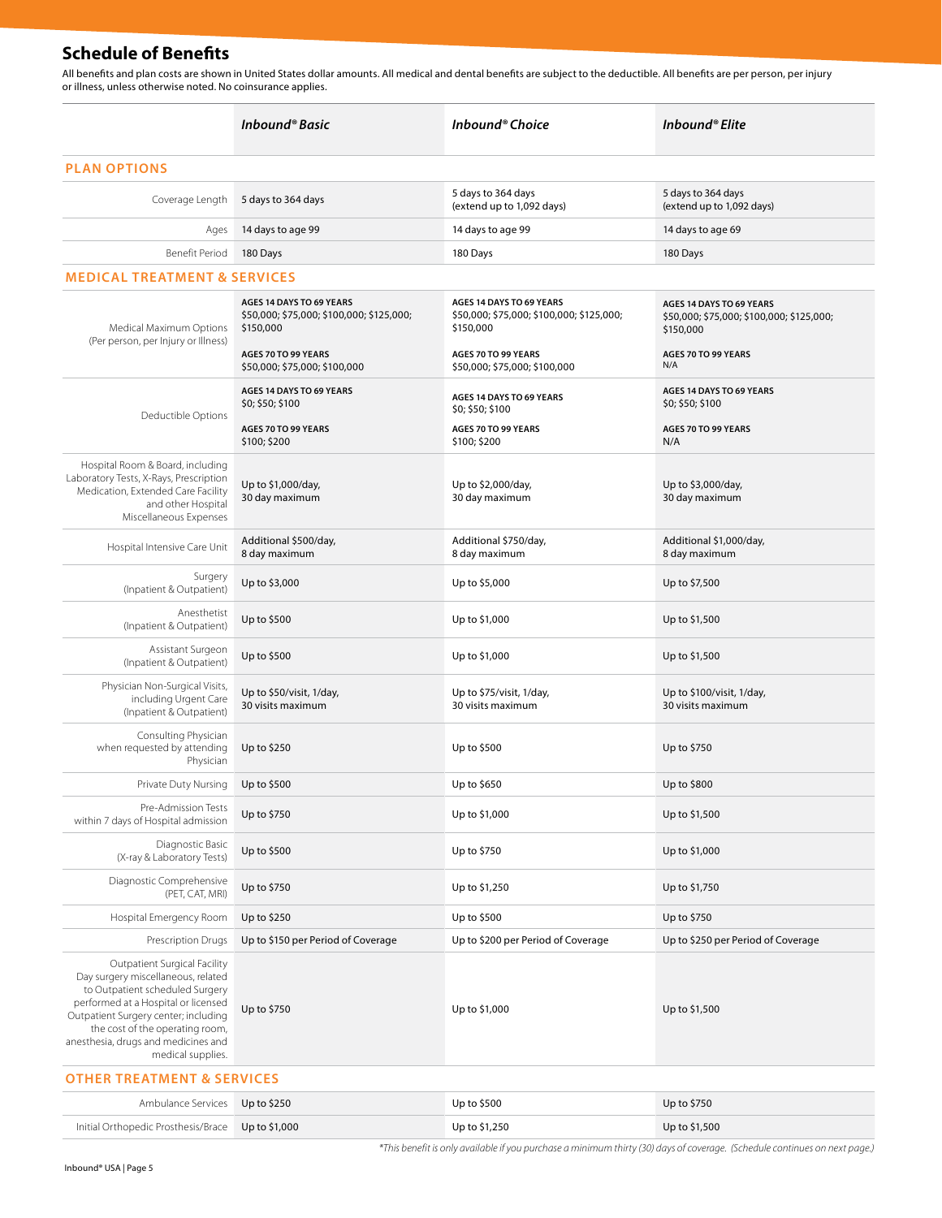## Schedule of Benefits

All benefits and plan costs are shown in United States dollar amounts. All medical and dental benefits are subject to the deductible. All benefits are per person, per injury or illness, unless otherwise noted. No coinsurance applies.

| | *Inbound® Basic* | *Inbound® Choice* | *Inbound® Elite* |
|---|---|---|---|
| **PLAN OPTIONS** | | | |
| Coverage Length | 5 days to 364 days | 5 days to 364 days (extend up to 1,092 days) | 5 days to 364 days (extend up to 1,092 days) |
| Ages | 14 days to age 99 | 14 days to age 99 | 14 days to age 69 |
| Benefit Period | 180 Days | 180 Days | 180 Days |
| **MEDICAL TREATMENT & SERVICES** | | | |
| Medical Maximum Options (Per person, per Injury or Illness) | **AGES 14 DAYS TO 69 YEARS** $50,000; $75,000; $100,000; $125,000; $150,000 **AGES 70 TO 99 YEARS** $50,000; $75,000; $100,000 | **AGES 14 DAYS TO 69 YEARS** $50,000; $75,000; $100,000; $125,000; $150,000 **AGES 70 TO 99 YEARS** $50,000; $75,000; $100,000 | **AGES 14 DAYS TO 69 YEARS** $50,000; $75,000; $100,000; $125,000; $150,000 **AGES 70 TO 99 YEARS** N/A |
| Deductible Options | **AGES 14 DAYS TO 69 YEARS** $0; $50; $100 **AGES 70 TO 99 YEARS** $100; $200 | **AGES 14 DAYS TO 69 YEARS** $0; $50; $100 **AGES 70 TO 99 YEARS** $100; $200 | **AGES 14 DAYS TO 69 YEARS** $0; $50; $100 **AGES 70 TO 99 YEARS** N/A |
| Hospital Room & Board, including Laboratory Tests, X-Rays, Prescription Medication, Extended Care Facility and other Hospital Miscellaneous Expenses | Up to $1,000/day, 30 day maximum | Up to $2,000/day, 30 day maximum | Up to $3,000/day, 30 day maximum |
| Hospital Intensive Care Unit | Additional $500/day, 8 day maximum | Additional $750/day, 8 day maximum | Additional $1,000/day, 8 day maximum |
| Surgery (Inpatient & Outpatient) | Up to $3,000 | Up to $5,000 | Up to $7,500 |
| Anesthetist (Inpatient & Outpatient) | Up to $500 | Up to $1,000 | Up to $1,500 |
| Assistant Surgeon (Inpatient & Outpatient) | Up to $500 | Up to $1,000 | Up to $1,500 |
| Physician Non-Surgical Visits, including Urgent Care (Inpatient & Outpatient) | Up to $50/visit, 1/day, 30 visits maximum | Up to $75/visit, 1/day, 30 visits maximum | Up to $100/visit, 1/day, 30 visits maximum |
| Consulting Physician when requested by attending Physician | Up to $250 | Up to $500 | Up to $750 |
| Private Duty Nursing | Up to $500 | Up to $650 | Up to $800 |
| Pre-Admission Tests within 7 days of Hospital admission | Up to $750 | Up to $1,000 | Up to $1,500 |
| Diagnostic Basic (X-ray & Laboratory Tests) | Up to $500 | Up to $750 | Up to $1,000 |
| Diagnostic Comprehensive (PET, CAT, MRI) | Up to $750 | Up to $1,250 | Up to $1,750 |
| Hospital Emergency Room | Up to $250 | Up to $500 | Up to $750 |
| Prescription Drugs | Up to $150 per Period of Coverage | Up to $200 per Period of Coverage | Up to $250 per Period of Coverage |
| Outpatient Surgical Facility Day surgery miscellaneous, related to Outpatient scheduled Surgery performed at a Hospital or licensed Outpatient Surgery center; including the cost of the operating room, anesthesia, drugs and medicines and medical supplies. | Up to $750 | Up to $1,000 | Up to $1,500 |
| **OTHER TREATMENT & SERVICES** | | | |
| Ambulance Services | Up to $250 | Up to $500 | Up to $750 |
| Initial Orthopedic Prosthesis/Brace | Up to $1,000 | Up to $1,250 | Up to $1,500 |

*\*This benefit is only available if you purchase a minimum thirty (30) days of coverage. (Schedule continues on next page.)*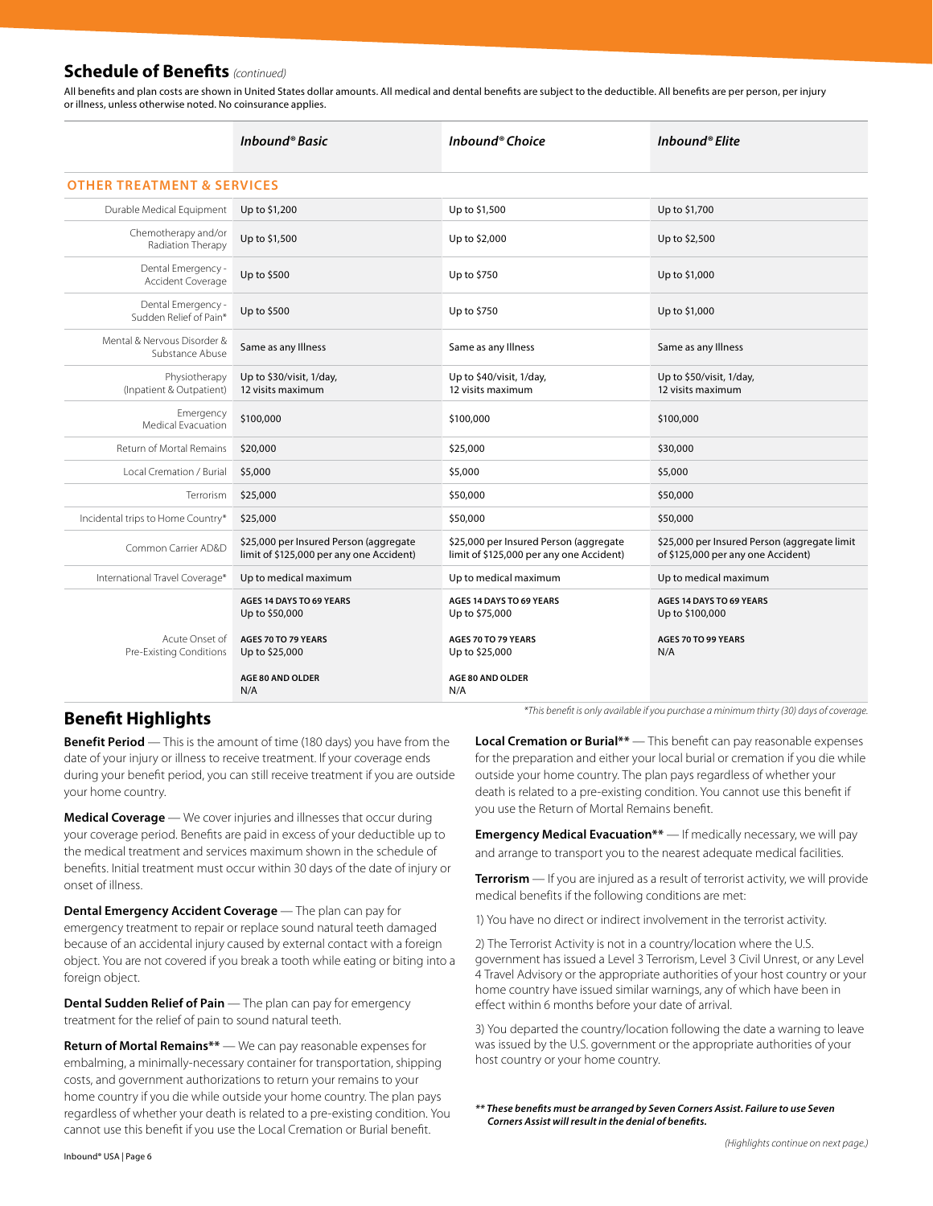## Schedule of Benefits *(continued)*

All benefits and plan costs are shown in United States dollar amounts. All medical and dental benefits are subject to the deductible. All benefits are per person, per injury or illness, unless otherwise noted. No coinsurance applies.

| | *Inbound® Basic* | *Inbound® Choice* | *Inbound® Elite* |
|---|---|---|---|
| **OTHER TREATMENT & SERVICES** | | | |
| Durable Medical Equipment | Up to $1,200 | Up to $1,500 | Up to $1,700 |
| Chemotherapy and/or Radiation Therapy | Up to $1,500 | Up to $2,000 | Up to $2,500 |
| Dental Emergency - Accident Coverage | Up to $500 | Up to $750 | Up to $1,000 |
| Dental Emergency - Sudden Relief of Pain* | Up to $500 | Up to $750 | Up to $1,000 |
| Mental & Nervous Disorder & Substance Abuse | Same as any Illness | Same as any Illness | Same as any Illness |
| Physiotherapy (Inpatient & Outpatient) | Up to $30/visit, 1/day, 12 visits maximum | Up to $40/visit, 1/day, 12 visits maximum | Up to $50/visit, 1/day, 12 visits maximum |
| Emergency Medical Evacuation | $100,000 | $100,000 | $100,000 |
| Return of Mortal Remains | $20,000 | $25,000 | $30,000 |
| Local Cremation / Burial | $5,000 | $5,000 | $5,000 |
| Terrorism | $25,000 | $50,000 | $50,000 |
| Incidental trips to Home Country* | $25,000 | $50,000 | $50,000 |
| Common Carrier AD&D | $25,000 per Insured Person (aggregate limit of $125,000 per any one Accident) | $25,000 per Insured Person (aggregate limit of $125,000 per any one Accident) | $25,000 per Insured Person (aggregate limit of $125,000 per any one Accident) |
| International Travel Coverage* | Up to medical maximum | Up to medical maximum | Up to medical maximum |
| Acute Onset of Pre-Existing Conditions | **AGES 14 DAYS TO 69 YEARS** Up to $50,000<br>**AGES 70 TO 79 YEARS** Up to $25,000<br>**AGE 80 AND OLDER** N/A | **AGES 14 DAYS TO 69 YEARS** Up to $75,000<br>**AGES 70 TO 79 YEARS** Up to $25,000<br>**AGE 80 AND OLDER** N/A | **AGES 14 DAYS TO 69 YEARS** Up to $100,000<br>**AGES 70 TO 99 YEARS** N/A |

*\*This benefit is only available if you purchase a minimum thirty (30) days of coverage.*

## Benefit Highlights

**Benefit Period** — This is the amount of time (180 days) you have from the date of your injury or illness to receive treatment. If your coverage ends during your benefit period, you can still receive treatment if you are outside your home country.

**Medical Coverage** — We cover injuries and illnesses that occur during your coverage period. Benefits are paid in excess of your deductible up to the medical treatment and services maximum shown in the schedule of benefits. Initial treatment must occur within 30 days of the date of injury or onset of illness.

**Dental Emergency Accident Coverage** — The plan can pay for emergency treatment to repair or replace sound natural teeth damaged because of an accidental injury caused by external contact with a foreign object. You are not covered if you break a tooth while eating or biting into a foreign object.

**Dental Sudden Relief of Pain** — The plan can pay for emergency treatment for the relief of pain to sound natural teeth.

**Return of Mortal Remains\*\*** — We can pay reasonable expenses for embalming, a minimally-necessary container for transportation, shipping costs, and government authorizations to return your remains to your home country if you die while outside your home country. The plan pays regardless of whether your death is related to a pre-existing condition. You cannot use this benefit if you use the Local Cremation or Burial benefit.

**Local Cremation or Burial\*\*** — This benefit can pay reasonable expenses for the preparation and either your local burial or cremation if you die while outside your home country. The plan pays regardless of whether your death is related to a pre-existing condition. You cannot use this benefit if you use the Return of Mortal Remains benefit.

**Emergency Medical Evacuation\*\*** — If medically necessary, we will pay and arrange to transport you to the nearest adequate medical facilities.

**Terrorism** — If you are injured as a result of terrorist activity, we will provide medical benefits if the following conditions are met:

1) You have no direct or indirect involvement in the terrorist activity.

2) The Terrorist Activity is not in a country/location where the U.S. government has issued a Level 3 Terrorism, Level 3 Civil Unrest, or any Level 4 Travel Advisory or the appropriate authorities of your host country or your home country have issued similar warnings, any of which have been in effect within 6 months before your date of arrival.

3) You departed the country/location following the date a warning to leave was issued by the U.S. government or the appropriate authorities of your host country or your home country.

***\*\* These benefits must be arranged by Seven Corners Assist. Failure to use Seven Corners Assist will result in the denial of benefits.***

*(Highlights continue on next page.)*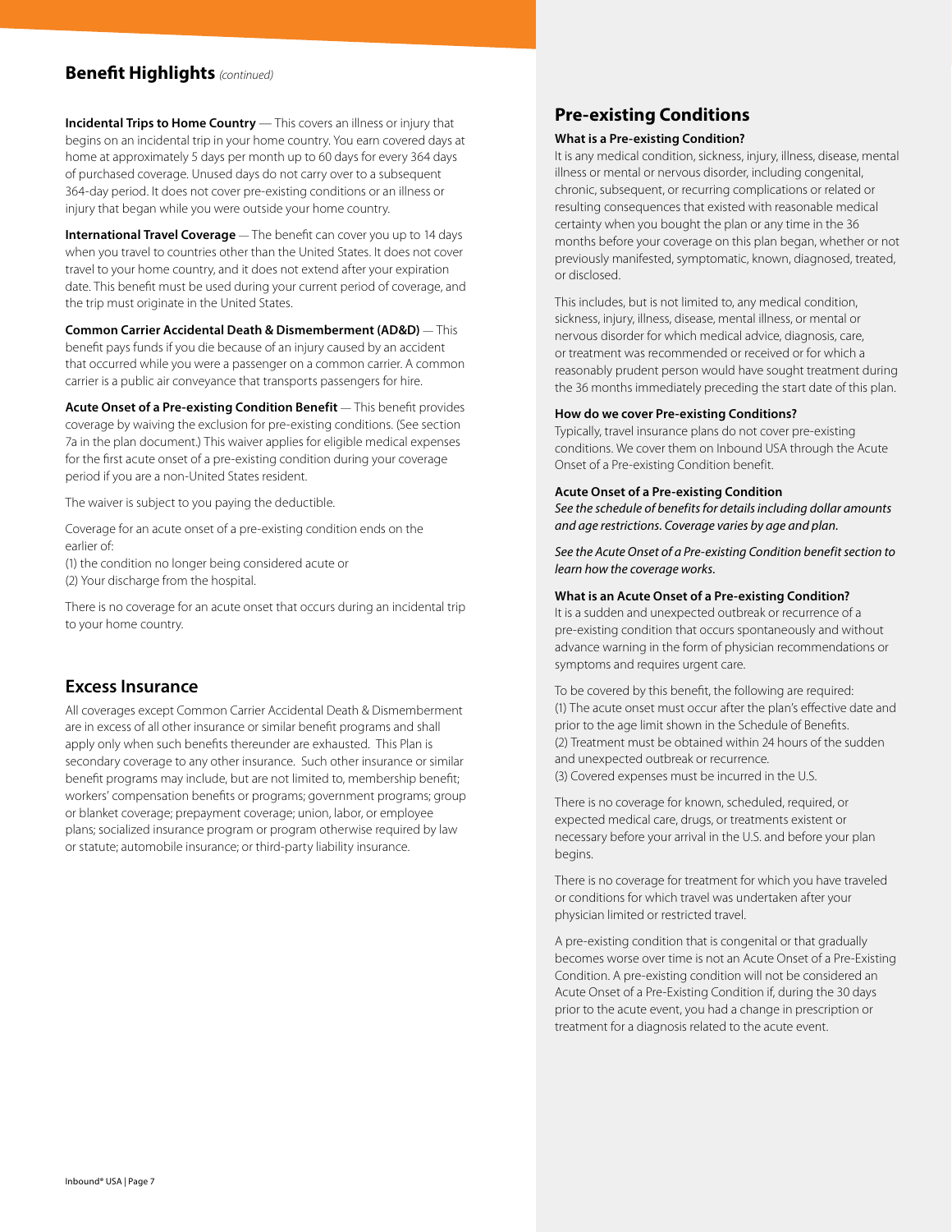## Benefit Highlights *(continued)*

**Incidental Trips to Home Country** — This covers an illness or injury that begins on an incidental trip in your home country. You earn covered days at home at approximately 5 days per month up to 60 days for every 364 days of purchased coverage. Unused days do not carry over to a subsequent 364-day period. It does not cover pre-existing conditions or an illness or injury that began while you were outside your home country.

**International Travel Coverage** — The benefit can cover you up to 14 days when you travel to countries other than the United States. It does not cover travel to your home country, and it does not extend after your expiration date. This benefit must be used during your current period of coverage, and the trip must originate in the United States.

**Common Carrier Accidental Death & Dismemberment (AD&D)** — This benefit pays funds if you die because of an injury caused by an accident that occurred while you were a passenger on a common carrier. A common carrier is a public air conveyance that transports passengers for hire.

**Acute Onset of a Pre-existing Condition Benefit** — This benefit provides coverage by waiving the exclusion for pre-existing conditions. (See section 7a in the plan document.) This waiver applies for eligible medical expenses for the first acute onset of a pre-existing condition during your coverage period if you are a non-United States resident.

The waiver is subject to you paying the deductible.

Coverage for an acute onset of a pre-existing condition ends on the earlier of:
(1) the condition no longer being considered acute or
(2) Your discharge from the hospital.

There is no coverage for an acute onset that occurs during an incidental trip to your home country.

## Excess Insurance

All coverages except Common Carrier Accidental Death & Dismemberment are in excess of all other insurance or similar benefit programs and shall apply only when such benefits thereunder are exhausted. This Plan is secondary coverage to any other insurance. Such other insurance or similar benefit programs may include, but are not limited to, membership benefit; workers' compensation benefits or programs; government programs; group or blanket coverage; prepayment coverage; union, labor, or employee plans; socialized insurance program or program otherwise required by law or statute; automobile insurance; or third-party liability insurance.

## Pre-existing Conditions

### What is a Pre-existing Condition?

It is any medical condition, sickness, injury, illness, disease, mental illness or mental or nervous disorder, including congenital, chronic, subsequent, or recurring complications or related or resulting consequences that existed with reasonable medical certainty when you bought the plan or any time in the 36 months before your coverage on this plan began, whether or not previously manifested, symptomatic, known, diagnosed, treated, or disclosed.

This includes, but is not limited to, any medical condition, sickness, injury, illness, disease, mental illness, or mental or nervous disorder for which medical advice, diagnosis, care, or treatment was recommended or received or for which a reasonably prudent person would have sought treatment during the 36 months immediately preceding the start date of this plan.

### How do we cover Pre-existing Conditions?

Typically, travel insurance plans do not cover pre-existing conditions. We cover them on Inbound USA through the Acute Onset of a Pre-existing Condition benefit.

### Acute Onset of a Pre-existing Condition

*See the schedule of benefits for details including dollar amounts and age restrictions. Coverage varies by age and plan.*

*See the Acute Onset of a Pre-existing Condition benefit section to learn how the coverage works.*

### What is an Acute Onset of a Pre-existing Condition?

It is a sudden and unexpected outbreak or recurrence of a pre-existing condition that occurs spontaneously and without advance warning in the form of physician recommendations or symptoms and requires urgent care.

To be covered by this benefit, the following are required:
(1) The acute onset must occur after the plan's effective date and prior to the age limit shown in the Schedule of Benefits.
(2) Treatment must be obtained within 24 hours of the sudden and unexpected outbreak or recurrence.
(3) Covered expenses must be incurred in the U.S.

There is no coverage for known, scheduled, required, or expected medical care, drugs, or treatments existent or necessary before your arrival in the U.S. and before your plan begins.

There is no coverage for treatment for which you have traveled or conditions for which travel was undertaken after your physician limited or restricted travel.

A pre-existing condition that is congenital or that gradually becomes worse over time is not an Acute Onset of a Pre-Existing Condition. A pre-existing condition will not be considered an Acute Onset of a Pre-Existing Condition if, during the 30 days prior to the acute event, you had a change in prescription or treatment for a diagnosis related to the acute event.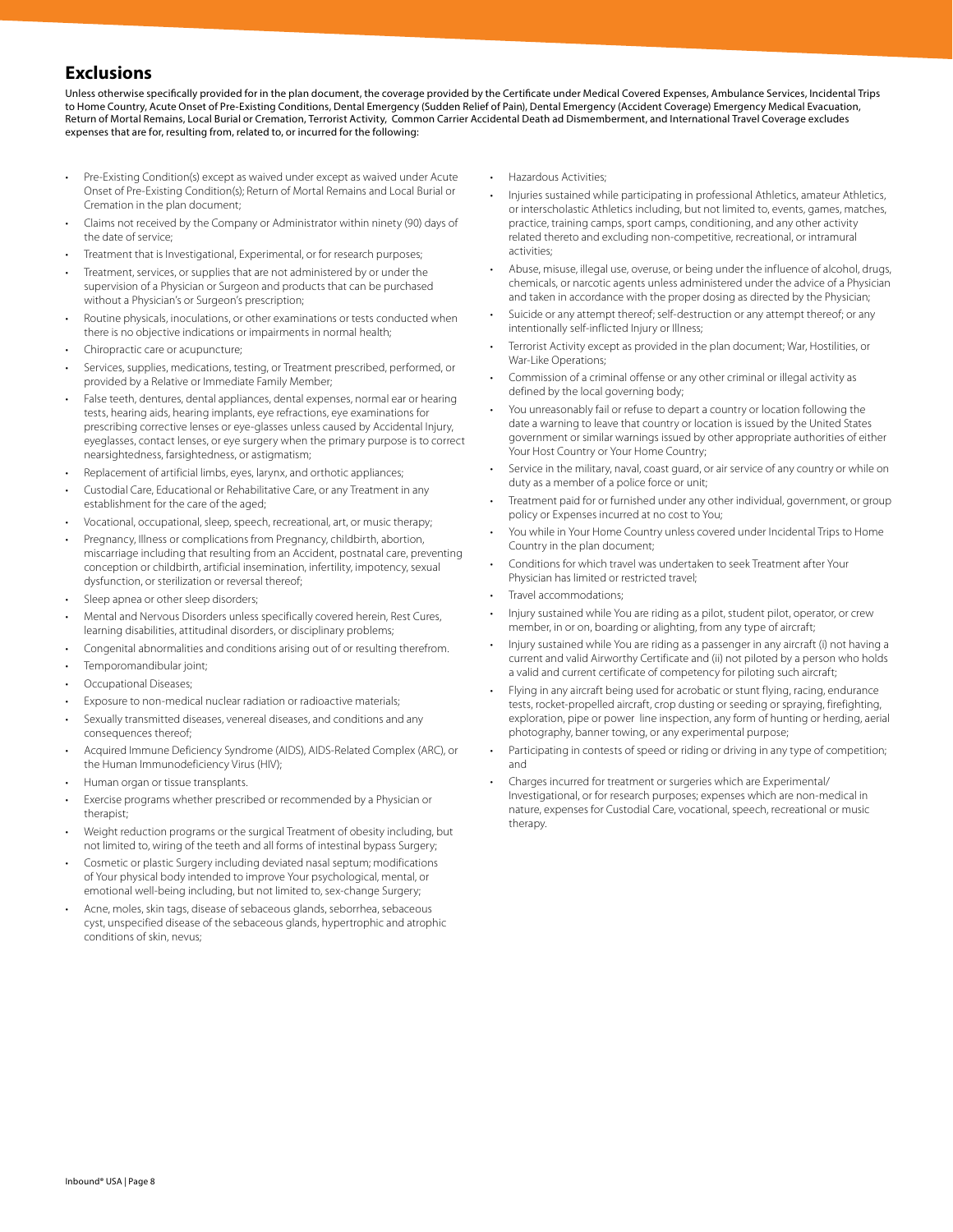## Exclusions

Unless otherwise specifically provided for in the plan document, the coverage provided by the Certificate under Medical Covered Expenses, Ambulance Services, Incidental Trips to Home Country, Acute Onset of Pre-Existing Conditions, Dental Emergency (Sudden Relief of Pain), Dental Emergency (Accident Coverage) Emergency Medical Evacuation, Return of Mortal Remains, Local Burial or Cremation, Terrorist Activity, Common Carrier Accidental Death ad Dismemberment, and International Travel Coverage excludes expenses that are for, resulting from, related to, or incurred for the following:

- Pre-Existing Condition(s) except as waived under except as waived under Acute Onset of Pre-Existing Condition(s); Return of Mortal Remains and Local Burial or Cremation in the plan document;
- Claims not received by the Company or Administrator within ninety (90) days of the date of service;
- Treatment that is Investigational, Experimental, or for research purposes;
- Treatment, services, or supplies that are not administered by or under the supervision of a Physician or Surgeon and products that can be purchased without a Physician's or Surgeon's prescription;
- Routine physicals, inoculations, or other examinations or tests conducted when there is no objective indications or impairments in normal health;
- Chiropractic care or acupuncture;
- Services, supplies, medications, testing, or Treatment prescribed, performed, or provided by a Relative or Immediate Family Member;
- False teeth, dentures, dental appliances, dental expenses, normal ear or hearing tests, hearing aids, hearing implants, eye refractions, eye examinations for prescribing corrective lenses or eye-glasses unless caused by Accidental Injury, eyeglasses, contact lenses, or eye surgery when the primary purpose is to correct nearsightedness, farsightedness, or astigmatism;
- Replacement of artificial limbs, eyes, larynx, and orthotic appliances;
- Custodial Care, Educational or Rehabilitative Care, or any Treatment in any establishment for the care of the aged;
- Vocational, occupational, sleep, speech, recreational, art, or music therapy;
- Pregnancy, Illness or complications from Pregnancy, childbirth, abortion, miscarriage including that resulting from an Accident, postnatal care, preventing conception or childbirth, artificial insemination, infertility, impotency, sexual dysfunction, or sterilization or reversal thereof;
- Sleep apnea or other sleep disorders;
- Mental and Nervous Disorders unless specifically covered herein, Rest Cures, learning disabilities, attitudinal disorders, or disciplinary problems;
- Congenital abnormalities and conditions arising out of or resulting therefrom.
- Temporomandibular joint;
- Occupational Diseases;
- Exposure to non-medical nuclear radiation or radioactive materials;
- Sexually transmitted diseases, venereal diseases, and conditions and any consequences thereof;
- Acquired Immune Deficiency Syndrome (AIDS), AIDS-Related Complex (ARC), or the Human Immunodeficiency Virus (HIV);
- Human organ or tissue transplants.
- Exercise programs whether prescribed or recommended by a Physician or therapist;
- Weight reduction programs or the surgical Treatment of obesity including, but not limited to, wiring of the teeth and all forms of intestinal bypass Surgery;
- Cosmetic or plastic Surgery including deviated nasal septum; modifications of Your physical body intended to improve Your psychological, mental, or emotional well-being including, but not limited to, sex-change Surgery;
- Acne, moles, skin tags, disease of sebaceous glands, seborrhea, sebaceous cyst, unspecified disease of the sebaceous glands, hypertrophic and atrophic conditions of skin, nevus;
- Hazardous Activities;
- Injuries sustained while participating in professional Athletics, amateur Athletics, or interscholastic Athletics including, but not limited to, events, games, matches, practice, training camps, sport camps, conditioning, and any other activity related thereto and excluding non-competitive, recreational, or intramural activities;
- Abuse, misuse, illegal use, overuse, or being under the influence of alcohol, drugs, chemicals, or narcotic agents unless administered under the advice of a Physician and taken in accordance with the proper dosing as directed by the Physician;
- Suicide or any attempt thereof; self-destruction or any attempt thereof; or any intentionally self-inflicted Injury or Illness;
- Terrorist Activity except as provided in the plan document; War, Hostilities, or War-Like Operations;
- Commission of a criminal offense or any other criminal or illegal activity as defined by the local governing body;
- You unreasonably fail or refuse to depart a country or location following the date a warning to leave that country or location is issued by the United States government or similar warnings issued by other appropriate authorities of either Your Host Country or Your Home Country;
- Service in the military, naval, coast guard, or air service of any country or while on duty as a member of a police force or unit;
- Treatment paid for or furnished under any other individual, government, or group policy or Expenses incurred at no cost to You;
- You while in Your Home Country unless covered under Incidental Trips to Home Country in the plan document;
- Conditions for which travel was undertaken to seek Treatment after Your Physician has limited or restricted travel;
- Travel accommodations;
- Injury sustained while You are riding as a pilot, student pilot, operator, or crew member, in or on, boarding or alighting, from any type of aircraft;
- Injury sustained while You are riding as a passenger in any aircraft (i) not having a current and valid Airworthy Certificate and (ii) not piloted by a person who holds a valid and current certificate of competency for piloting such aircraft;
- Flying in any aircraft being used for acrobatic or stunt flying, racing, endurance tests, rocket-propelled aircraft, crop dusting or seeding or spraying, firefighting, exploration, pipe or power line inspection, any form of hunting or herding, aerial photography, banner towing, or any experimental purpose;
- Participating in contests of speed or riding or driving in any type of competition; and
- Charges incurred for treatment or surgeries which are Experimental/ Investigational, or for research purposes; expenses which are non-medical in nature, expenses for Custodial Care, vocational, speech, recreational or music therapy.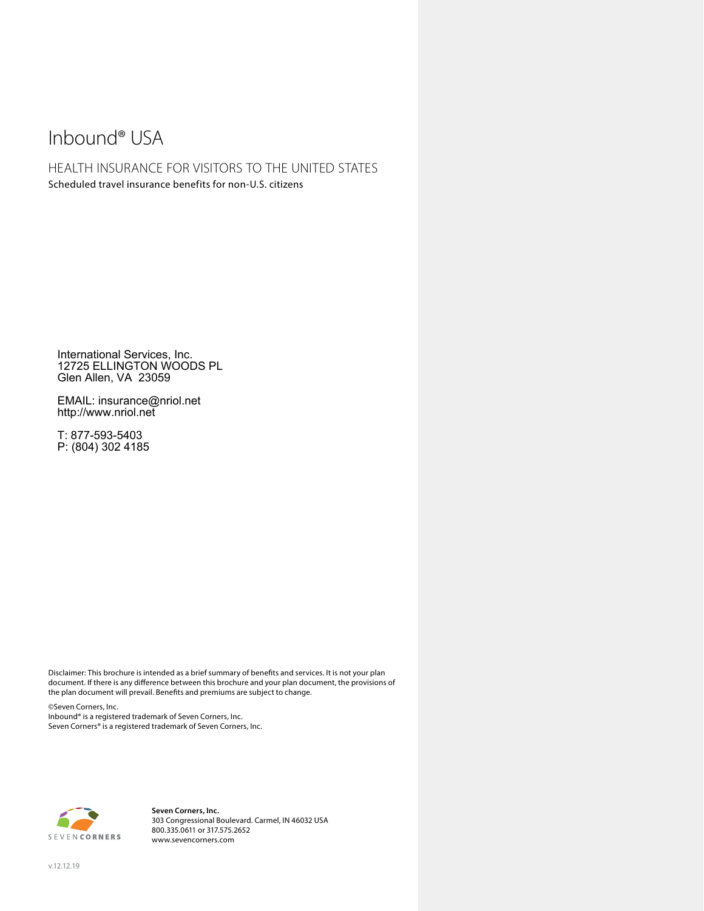# Inbound® USA

## HEALTH INSURANCE FOR VISITORS TO THE UNITED STATES

Scheduled travel insurance benefits for non-U.S. citizens

International Services, Inc.
12725 ELLINGTON WOODS PL
Glen Allen, VA 23059

EMAIL: insurance@nriol.net
http://www.nriol.net

T: 877-593-5403
P: (804) 302 4185

Disclaimer: This brochure is intended as a brief summary of benefits and services. It is not your plan document. If there is any difference between this brochure and your plan document, the provisions of the plan document will prevail. Benefits and premiums are subject to change.

©Seven Corners, Inc.
Inbound® is a registered trademark of Seven Corners, Inc.
Seven Corners® is a registered trademark of Seven Corners, Inc.

SEVEN CORNERS

**Seven Corners, Inc.**
303 Congressional Boulevard. Carmel, IN 46032 USA
800.335.0611 or 317.575.2652
www.sevencorners.com

v.12.12.19